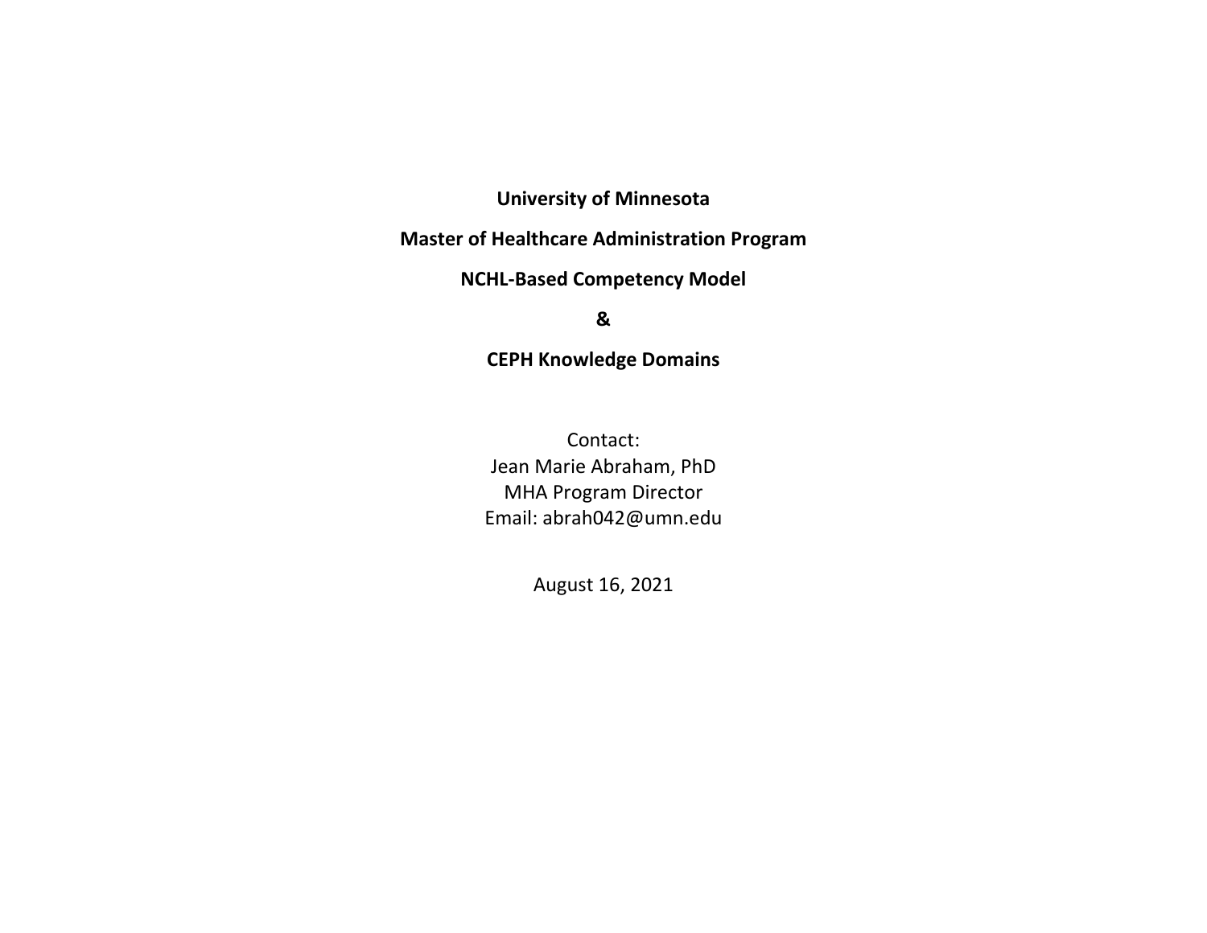# University of Minnesota

## Master of Healthcare Administration Program

## NCHL-Based Competency Model

## &

## CEPH Knowledge Domains

Contact:
Jean Marie Abraham, PhD
MHA Program Director
Email: abrah042@umn.edu

August 16, 2021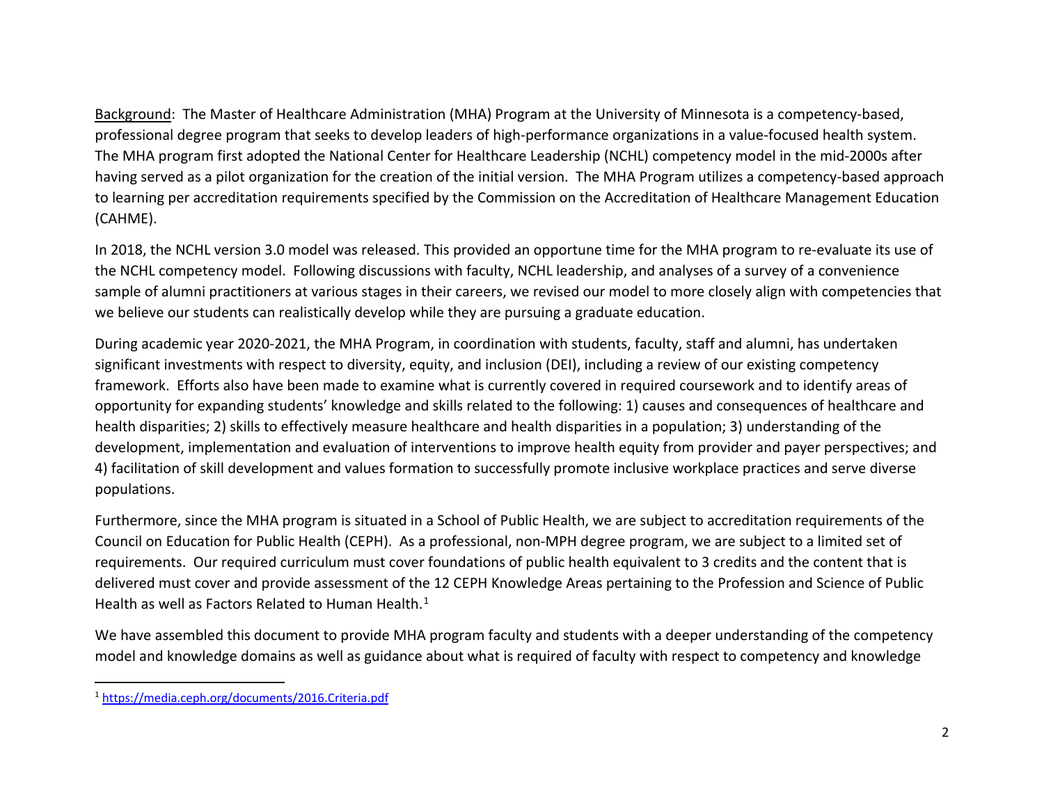<u>Background</u>: The Master of Healthcare Administration (MHA) Program at the University of Minnesota is a competency-based, professional degree program that seeks to develop leaders of high-performance organizations in a value-focused health system. The MHA program first adopted the National Center for Healthcare Leadership (NCHL) competency model in the mid-2000s after having served as a pilot organization for the creation of the initial version. The MHA Program utilizes a competency-based approach to learning per accreditation requirements specified by the Commission on the Accreditation of Healthcare Management Education (CAHME).

In 2018, the NCHL version 3.0 model was released. This provided an opportune time for the MHA program to re-evaluate its use of the NCHL competency model. Following discussions with faculty, NCHL leadership, and analyses of a survey of a convenience sample of alumni practitioners at various stages in their careers, we revised our model to more closely align with competencies that we believe our students can realistically develop while they are pursuing a graduate education.

During academic year 2020-2021, the MHA Program, in coordination with students, faculty, staff and alumni, has undertaken significant investments with respect to diversity, equity, and inclusion (DEI), including a review of our existing competency framework. Efforts also have been made to examine what is currently covered in required coursework and to identify areas of opportunity for expanding students' knowledge and skills related to the following: 1) causes and consequences of healthcare and health disparities; 2) skills to effectively measure healthcare and health disparities in a population; 3) understanding of the development, implementation and evaluation of interventions to improve health equity from provider and payer perspectives; and 4) facilitation of skill development and values formation to successfully promote inclusive workplace practices and serve diverse populations.

Furthermore, since the MHA program is situated in a School of Public Health, we are subject to accreditation requirements of the Council on Education for Public Health (CEPH). As a professional, non-MPH degree program, we are subject to a limited set of requirements. Our required curriculum must cover foundations of public health equivalent to 3 credits and the content that is delivered must cover and provide assessment of the 12 CEPH Knowledge Areas pertaining to the Profession and Science of Public Health as well as Factors Related to Human Health.[1]

We have assembled this document to provide MHA program faculty and students with a deeper understanding of the competency model and knowledge domains as well as guidance about what is required of faculty with respect to competency and knowledge

---

[1] https://media.ceph.org/documents/2016.Criteria.pdf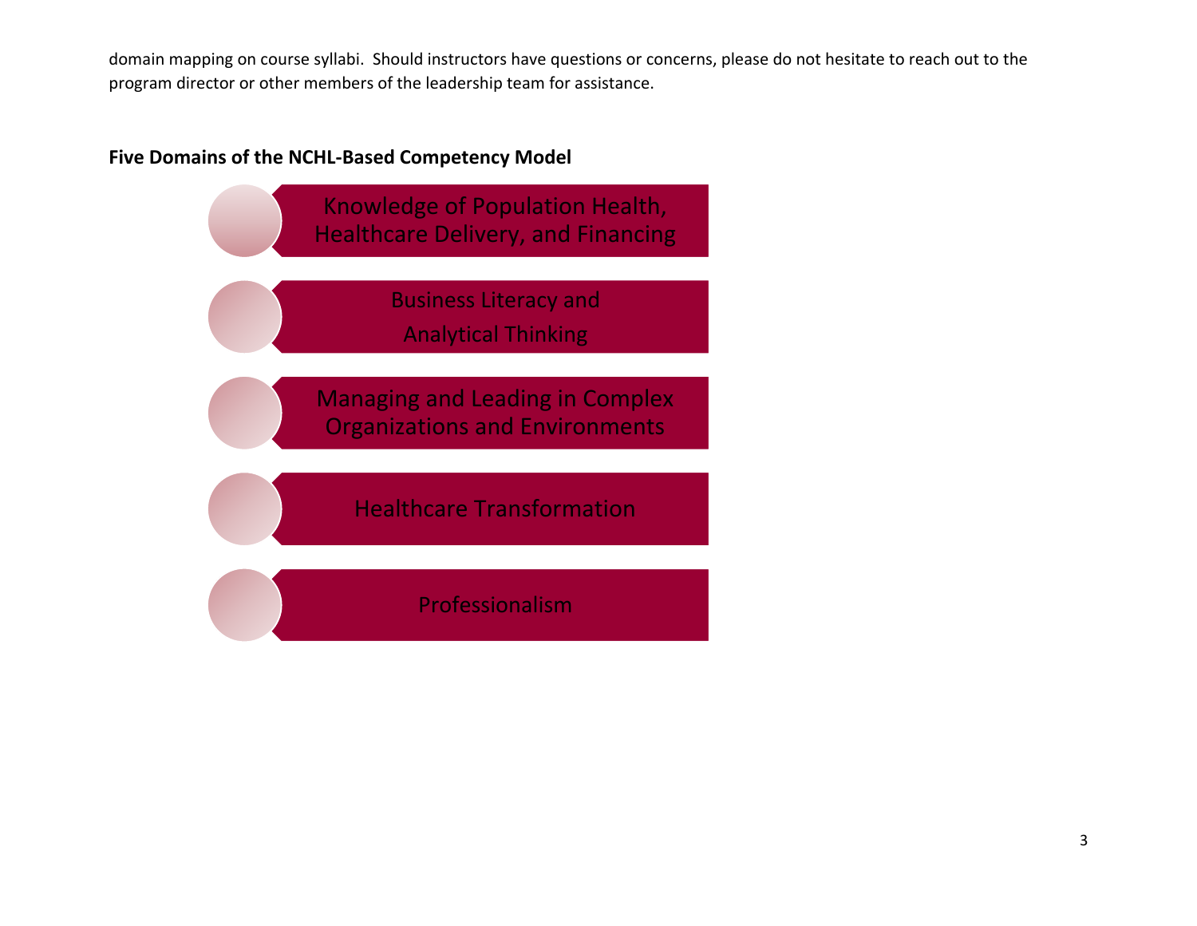domain mapping on course syllabi. Should instructors have questions or concerns, please do not hesitate to reach out to the program director or other members of the leadership team for assistance.

**Five Domains of the NCHL-Based Competency Model**

- Knowledge of Population Health, Healthcare Delivery, and Financing
- Business Literacy and Analytical Thinking
- Managing and Leading in Complex Organizations and Environments
- Healthcare Transformation
- Professionalism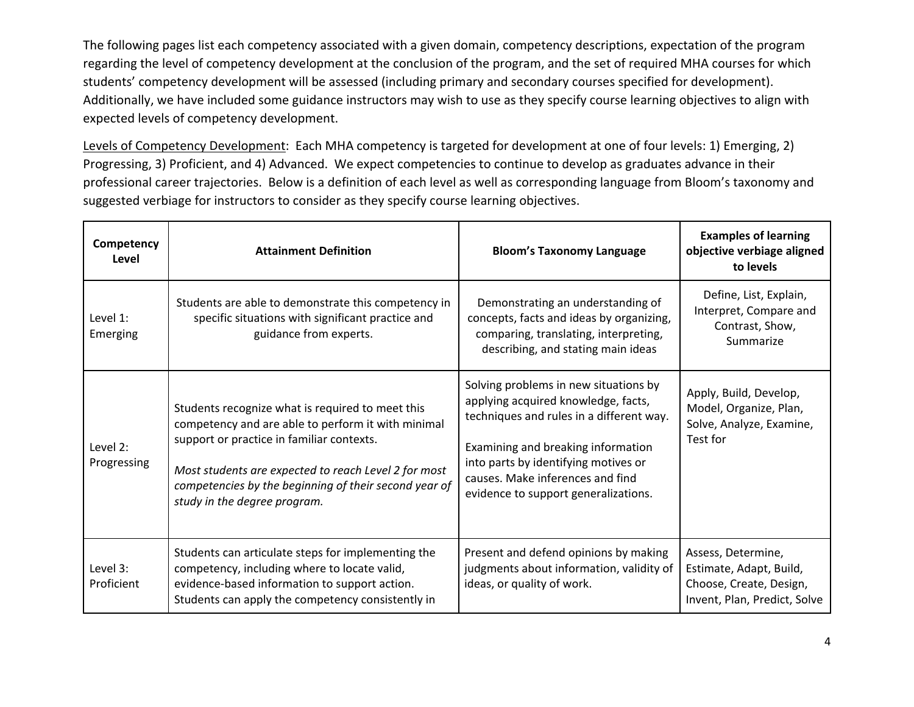The following pages list each competency associated with a given domain, competency descriptions, expectation of the program regarding the level of competency development at the conclusion of the program, and the set of required MHA courses for which students' competency development will be assessed (including primary and secondary courses specified for development). Additionally, we have included some guidance instructors may wish to use as they specify course learning objectives to align with expected levels of competency development.

Levels of Competency Development: Each MHA competency is targeted for development at one of four levels: 1) Emerging, 2) Progressing, 3) Proficient, and 4) Advanced. We expect competencies to continue to develop as graduates advance in their professional career trajectories. Below is a definition of each level as well as corresponding language from Bloom's taxonomy and suggested verbiage for instructors to consider as they specify course learning objectives.

| Competency Level | Attainment Definition | Bloom's Taxonomy Language | Examples of learning objective verbiage aligned to levels |
|---|---|---|---|
| Level 1: Emerging | Students are able to demonstrate this competency in specific situations with significant practice and guidance from experts. | Demonstrating an understanding of concepts, facts and ideas by organizing, comparing, translating, interpreting, describing, and stating main ideas | Define, List, Explain, Interpret, Compare and Contrast, Show, Summarize |
| Level 2: Progressing | Students recognize what is required to meet this competency and are able to perform it with minimal support or practice in familiar contexts.<br><br>*Most students are expected to reach Level 2 for most competencies by the beginning of their second year of study in the degree program.* | Solving problems in new situations by applying acquired knowledge, facts, techniques and rules in a different way.<br><br>Examining and breaking information into parts by identifying motives or causes. Make inferences and find evidence to support generalizations. | Apply, Build, Develop, Model, Organize, Plan, Solve, Analyze, Examine, Test for |
| Level 3: Proficient | Students can articulate steps for implementing the competency, including where to locate valid, evidence-based information to support action. Students can apply the competency consistently in | Present and defend opinions by making judgments about information, validity of ideas, or quality of work. | Assess, Determine, Estimate, Adapt, Build, Choose, Create, Design, Invent, Plan, Predict, Solve |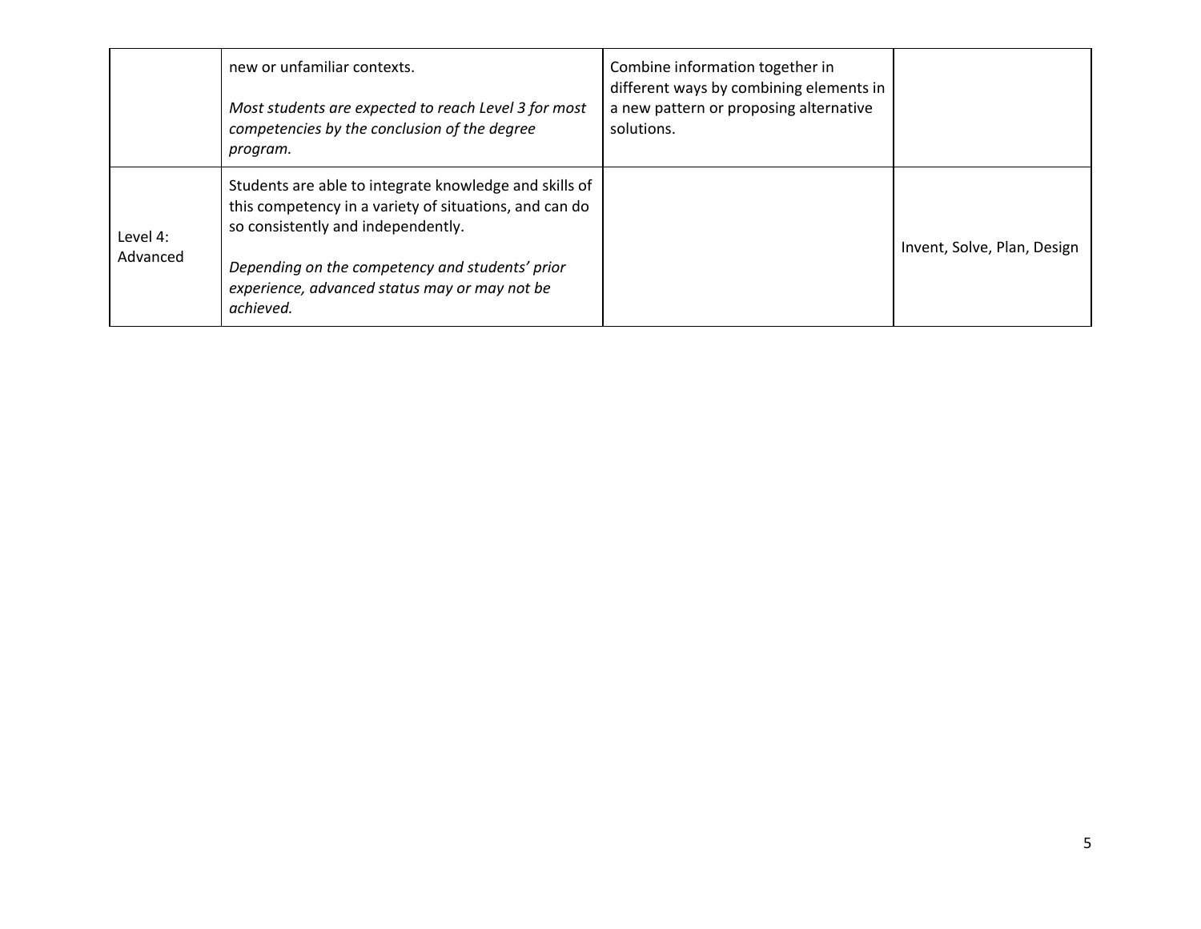| | | | |
|---|---|---|---|
| | new or unfamiliar contexts.<br><br>*Most students are expected to reach Level 3 for most competencies by the conclusion of the degree program.* | Combine information together in different ways by combining elements in a new pattern or proposing alternative solutions. | |
| Level 4: Advanced | Students are able to integrate knowledge and skills of this competency in a variety of situations, and can do so consistently and independently.<br><br>*Depending on the competency and students' prior experience, advanced status may or may not be achieved.* | | Invent, Solve, Plan, Design |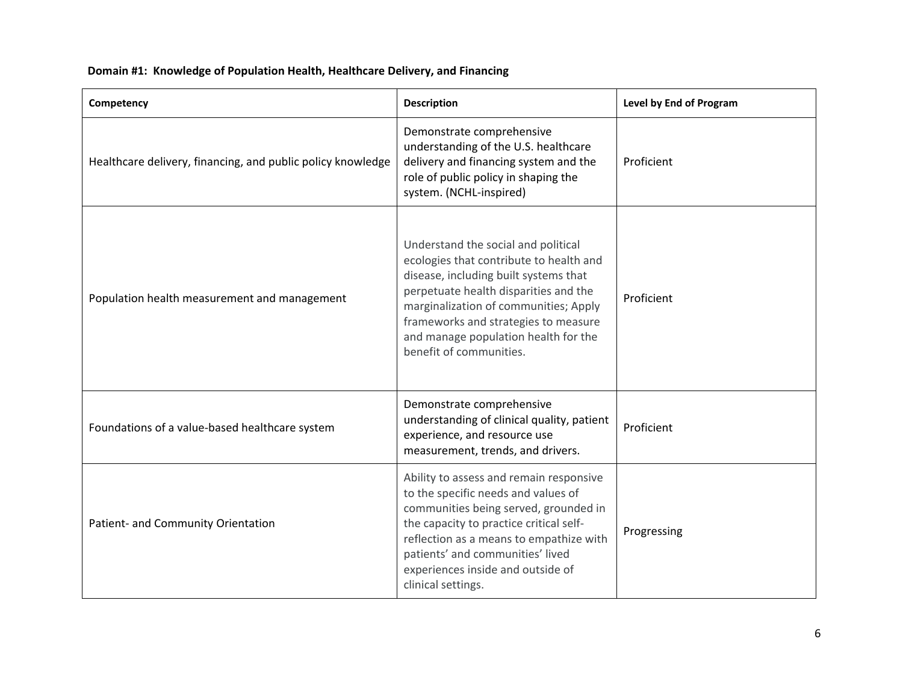**Domain #1: Knowledge of Population Health, Healthcare Delivery, and Financing**

| Competency | Description | Level by End of Program |
| --- | --- | --- |
| Healthcare delivery, financing, and public policy knowledge | Demonstrate comprehensive understanding of the U.S. healthcare delivery and financing system and the role of public policy in shaping the system. (NCHL-inspired) | Proficient |
| Population health measurement and management | Understand the social and political ecologies that contribute to health and disease, including built systems that perpetuate health disparities and the marginalization of communities; Apply frameworks and strategies to measure and manage population health for the benefit of communities. | Proficient |
| Foundations of a value-based healthcare system | Demonstrate comprehensive understanding of clinical quality, patient experience, and resource use measurement, trends, and drivers. | Proficient |
| Patient- and Community Orientation | Ability to assess and remain responsive to the specific needs and values of communities being served, grounded in the capacity to practice critical self-reflection as a means to empathize with patients' and communities' lived experiences inside and outside of clinical settings. | Progressing |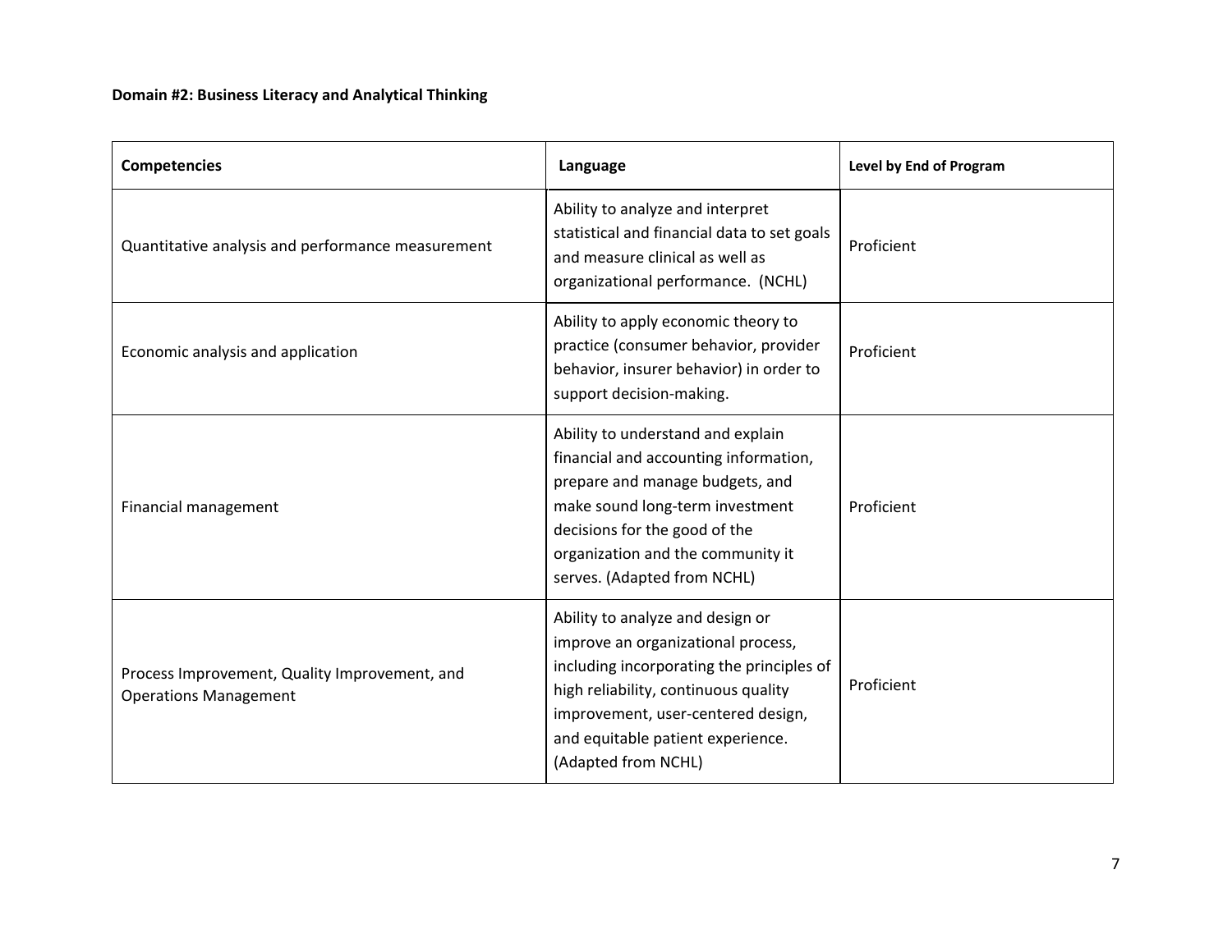**Domain #2: Business Literacy and Analytical Thinking**

| Competencies | Language | Level by End of Program |
|---|---|---|
| Quantitative analysis and performance measurement | Ability to analyze and interpret statistical and financial data to set goals and measure clinical as well as organizational performance. (NCHL) | Proficient |
| Economic analysis and application | Ability to apply economic theory to practice (consumer behavior, provider behavior, insurer behavior) in order to support decision-making. | Proficient |
| Financial management | Ability to understand and explain financial and accounting information, prepare and manage budgets, and make sound long-term investment decisions for the good of the organization and the community it serves. (Adapted from NCHL) | Proficient |
| Process Improvement, Quality Improvement, and Operations Management | Ability to analyze and design or improve an organizational process, including incorporating the principles of high reliability, continuous quality improvement, user-centered design, and equitable patient experience. (Adapted from NCHL) | Proficient |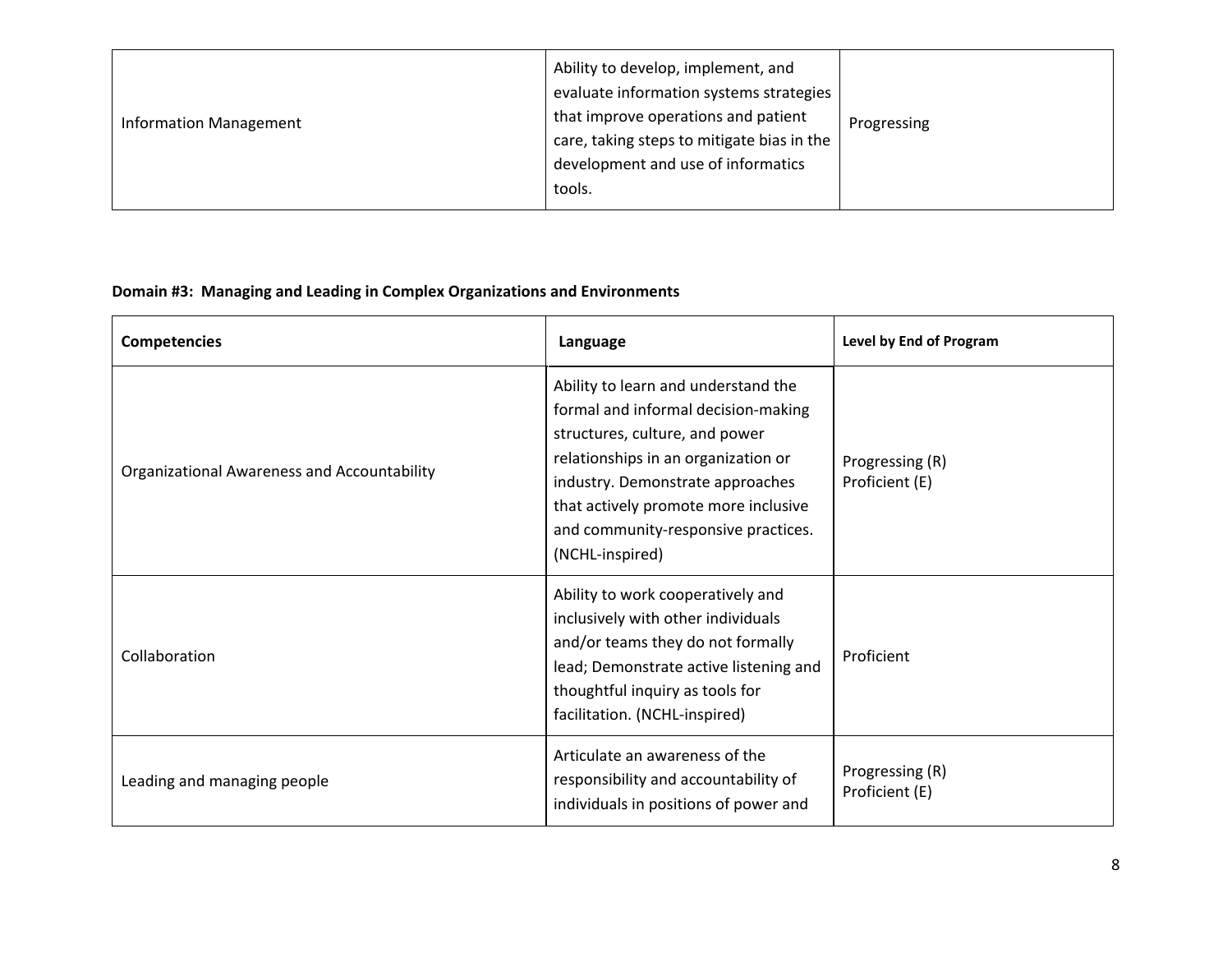| | | |
|---|---|---|
| Information Management | Ability to develop, implement, and evaluate information systems strategies that improve operations and patient care, taking steps to mitigate bias in the development and use of informatics tools. | Progressing |

**Domain #3: Managing and Leading in Complex Organizations and Environments**

| **Competencies** | **Language** | **Level by End of Program** |
|---|---|---|
| Organizational Awareness and Accountability | Ability to learn and understand the formal and informal decision-making structures, culture, and power relationships in an organization or industry. Demonstrate approaches that actively promote more inclusive and community-responsive practices. (NCHL-inspired) | Progressing (R)<br>Proficient (E) |
| Collaboration | Ability to work cooperatively and inclusively with other individuals and/or teams they do not formally lead; Demonstrate active listening and thoughtful inquiry as tools for facilitation. (NCHL-inspired) | Proficient |
| Leading and managing people | Articulate an awareness of the responsibility and accountability of individuals in positions of power and | Progressing (R)<br>Proficient (E) |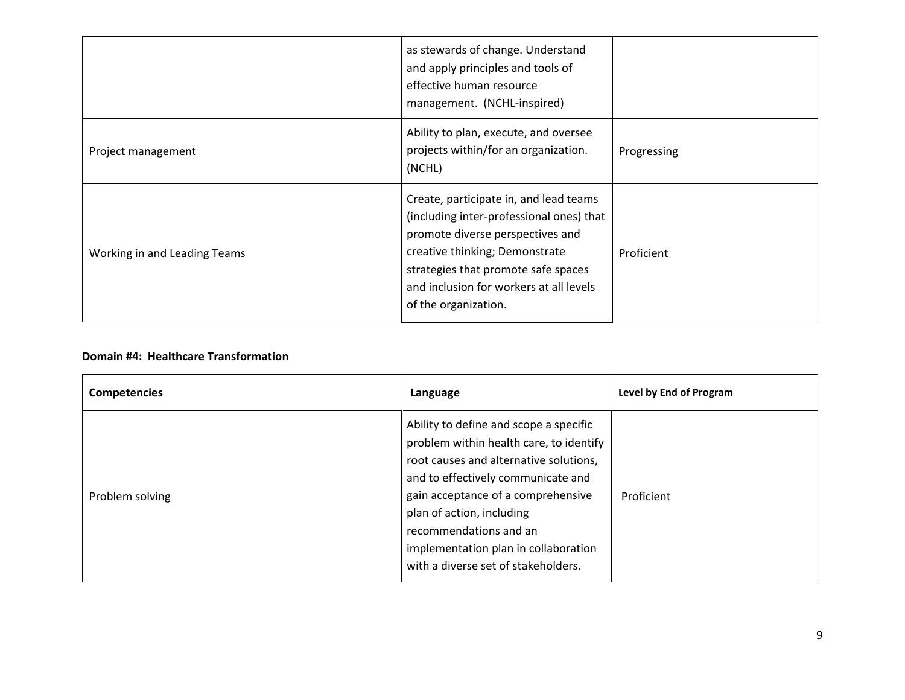| | | |
|---|---|---|
| | as stewards of change. Understand and apply principles and tools of effective human resource management. (NCHL-inspired) | |
| Project management | Ability to plan, execute, and oversee projects within/for an organization. (NCHL) | Progressing |
| Working in and Leading Teams | Create, participate in, and lead teams (including inter-professional ones) that promote diverse perspectives and creative thinking; Demonstrate strategies that promote safe spaces and inclusion for workers at all levels of the organization. | Proficient |

**Domain #4: Healthcare Transformation**

| Competencies | Language | Level by End of Program |
|---|---|---|
| Problem solving | Ability to define and scope a specific problem within health care, to identify root causes and alternative solutions, and to effectively communicate and gain acceptance of a comprehensive plan of action, including recommendations and an implementation plan in collaboration with a diverse set of stakeholders. | Proficient |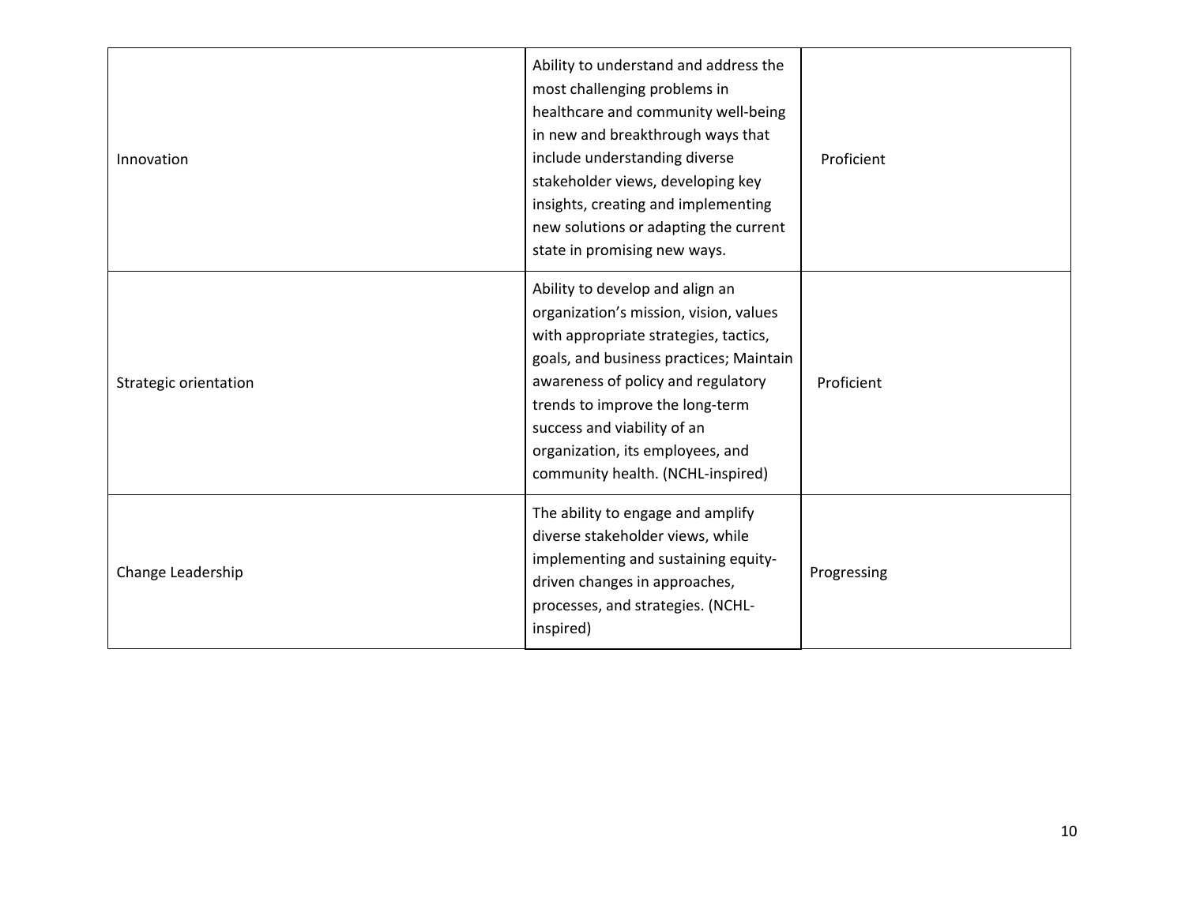| | | |
|---|---|---|
| Innovation | Ability to understand and address the most challenging problems in healthcare and community well-being in new and breakthrough ways that include understanding diverse stakeholder views, developing key insights, creating and implementing new solutions or adapting the current state in promising new ways. | Proficient |
| Strategic orientation | Ability to develop and align an organization's mission, vision, values with appropriate strategies, tactics, goals, and business practices; Maintain awareness of policy and regulatory trends to improve the long-term success and viability of an organization, its employees, and community health. (NCHL-inspired) | Proficient |
| Change Leadership | The ability to engage and amplify diverse stakeholder views, while implementing and sustaining equity-driven changes in approaches, processes, and strategies. (NCHL-inspired) | Progressing |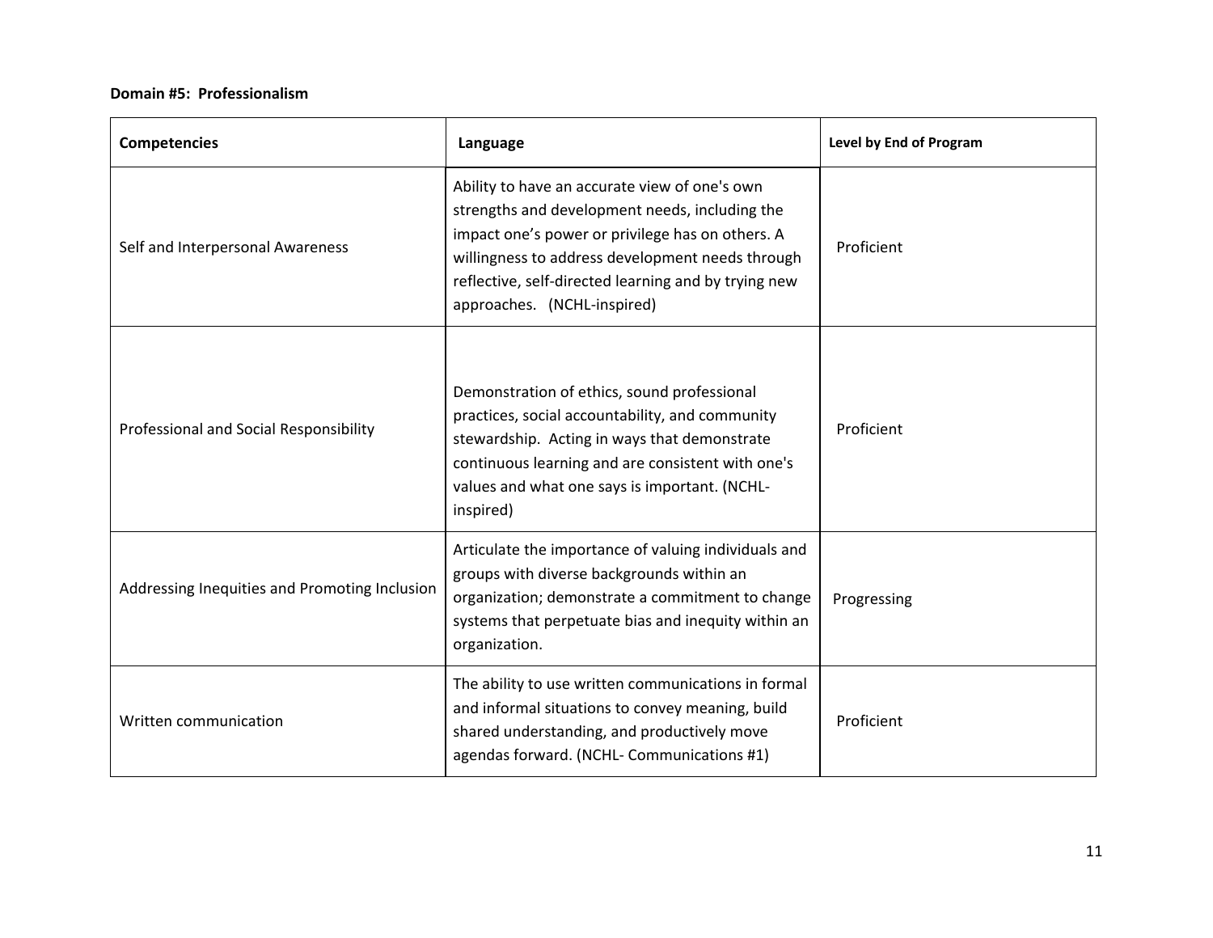**Domain #5: Professionalism**

| Competencies | Language | Level by End of Program |
|---|---|---|
| Self and Interpersonal Awareness | Ability to have an accurate view of one's own strengths and development needs, including the impact one's power or privilege has on others. A willingness to address development needs through reflective, self-directed learning and by trying new approaches. (NCHL-inspired) | Proficient |
| Professional and Social Responsibility | Demonstration of ethics, sound professional practices, social accountability, and community stewardship. Acting in ways that demonstrate continuous learning and are consistent with one's values and what one says is important. (NCHL-inspired) | Proficient |
| Addressing Inequities and Promoting Inclusion | Articulate the importance of valuing individuals and groups with diverse backgrounds within an organization; demonstrate a commitment to change systems that perpetuate bias and inequity within an organization. | Progressing |
| Written communication | The ability to use written communications in formal and informal situations to convey meaning, build shared understanding, and productively move agendas forward. (NCHL- Communications #1) | Proficient |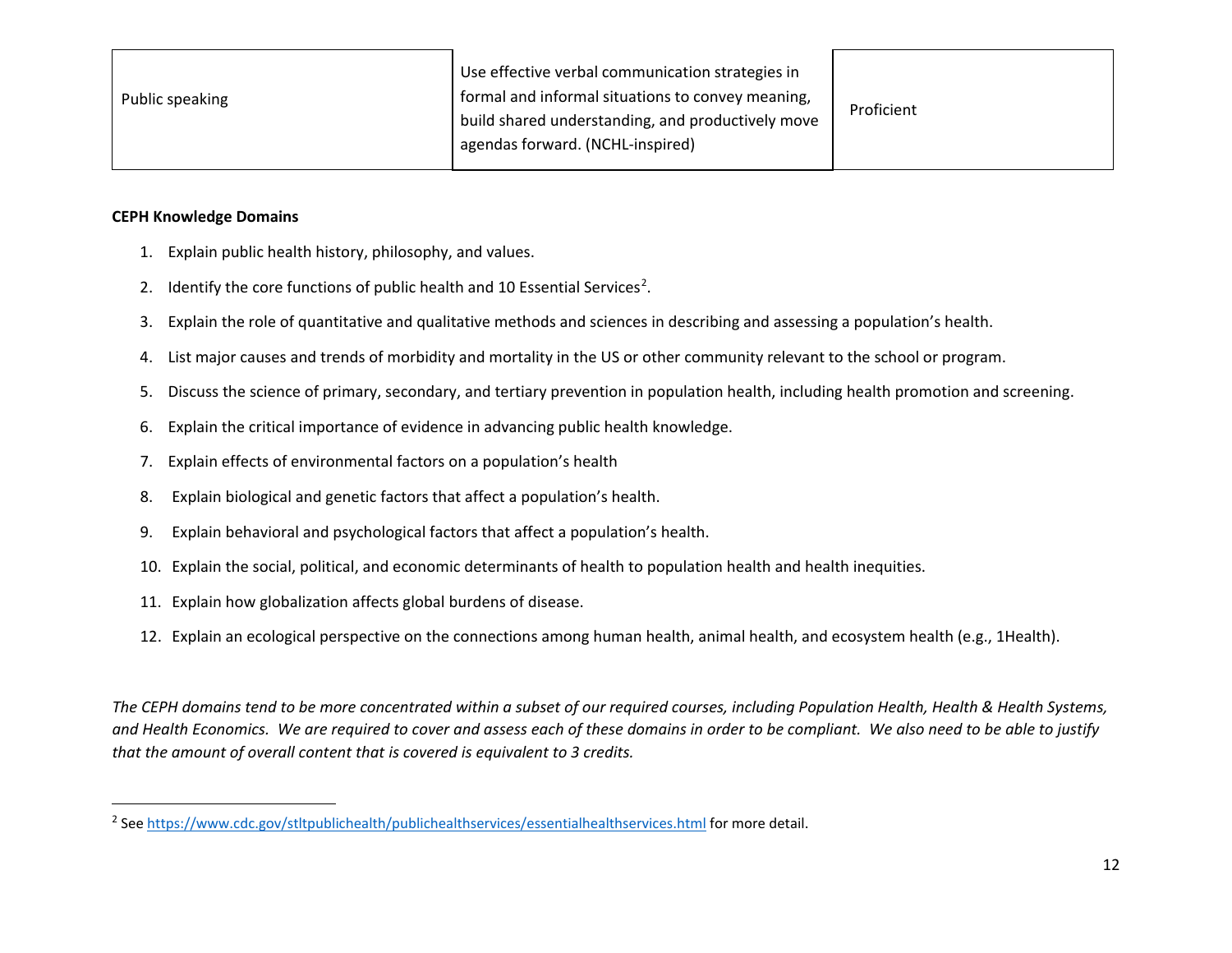| Public speaking | Use effective verbal communication strategies in formal and informal situations to convey meaning, build shared understanding, and productively move agendas forward. (NCHL-inspired) | Proficient |
|---|---|---|

**CEPH Knowledge Domains**

1. Explain public health history, philosophy, and values.
2. Identify the core functions of public health and 10 Essential Services[2].
3. Explain the role of quantitative and qualitative methods and sciences in describing and assessing a population's health.
4. List major causes and trends of morbidity and mortality in the US or other community relevant to the school or program.
5. Discuss the science of primary, secondary, and tertiary prevention in population health, including health promotion and screening.
6. Explain the critical importance of evidence in advancing public health knowledge.
7. Explain effects of environmental factors on a population's health
8. Explain biological and genetic factors that affect a population's health.
9. Explain behavioral and psychological factors that affect a population's health.
10. Explain the social, political, and economic determinants of health to population health and health inequities.
11. Explain how globalization affects global burdens of disease.
12. Explain an ecological perspective on the connections among human health, animal health, and ecosystem health (e.g., 1Health).

*The CEPH domains tend to be more concentrated within a subset of our required courses, including Population Health, Health & Health Systems, and Health Economics. We are required to cover and assess each of these domains in order to be compliant. We also need to be able to justify that the amount of overall content that is covered is equivalent to 3 credits.*

[2] See https://www.cdc.gov/stltpublichealth/publichealthservices/essentialhealthservices.html for more detail.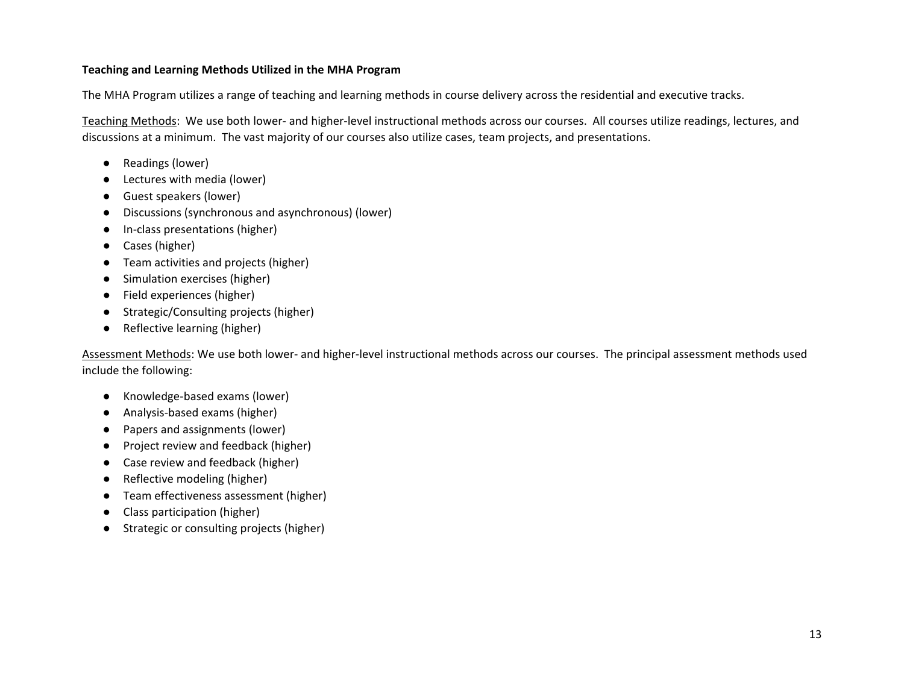**Teaching and Learning Methods Utilized in the MHA Program**

The MHA Program utilizes a range of teaching and learning methods in course delivery across the residential and executive tracks.

<u>Teaching Methods</u>: We use both lower- and higher-level instructional methods across our courses. All courses utilize readings, lectures, and discussions at a minimum. The vast majority of our courses also utilize cases, team projects, and presentations.

- Readings (lower)
- Lectures with media (lower)
- Guest speakers (lower)
- Discussions (synchronous and asynchronous) (lower)
- In-class presentations (higher)
- Cases (higher)
- Team activities and projects (higher)
- Simulation exercises (higher)
- Field experiences (higher)
- Strategic/Consulting projects (higher)
- Reflective learning (higher)

<u>Assessment Methods</u>: We use both lower- and higher-level instructional methods across our courses. The principal assessment methods used include the following:

- Knowledge-based exams (lower)
- Analysis-based exams (higher)
- Papers and assignments (lower)
- Project review and feedback (higher)
- Case review and feedback (higher)
- Reflective modeling (higher)
- Team effectiveness assessment (higher)
- Class participation (higher)
- Strategic or consulting projects (higher)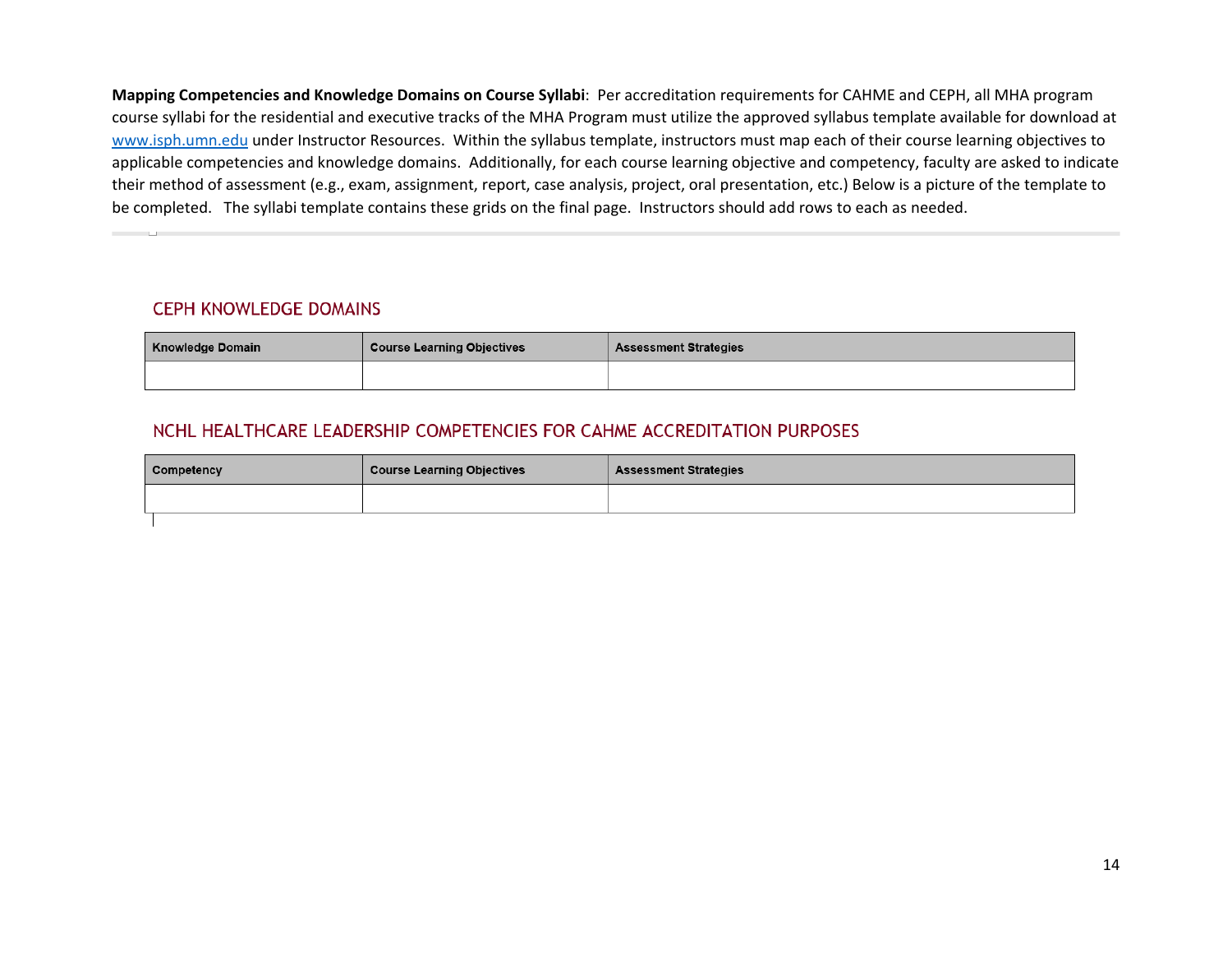**Mapping Competencies and Knowledge Domains on Course Syllabi**: Per accreditation requirements for CAHME and CEPH, all MHA program course syllabi for the residential and executive tracks of the MHA Program must utilize the approved syllabus template available for download at www.isph.umn.edu under Instructor Resources. Within the syllabus template, instructors must map each of their course learning objectives to applicable competencies and knowledge domains. Additionally, for each course learning objective and competency, faculty are asked to indicate their method of assessment (e.g., exam, assignment, report, case analysis, project, oral presentation, etc.) Below is a picture of the template to be completed. The syllabi template contains these grids on the final page. Instructors should add rows to each as needed.

## CEPH KNOWLEDGE DOMAINS

| Knowledge Domain | Course Learning Objectives | Assessment Strategies |
|---|---|---|
| | | |

## NCHL HEALTHCARE LEADERSHIP COMPETENCIES FOR CAHME ACCREDITATION PURPOSES

| Competency | Course Learning Objectives | Assessment Strategies |
|---|---|---|
| | | |